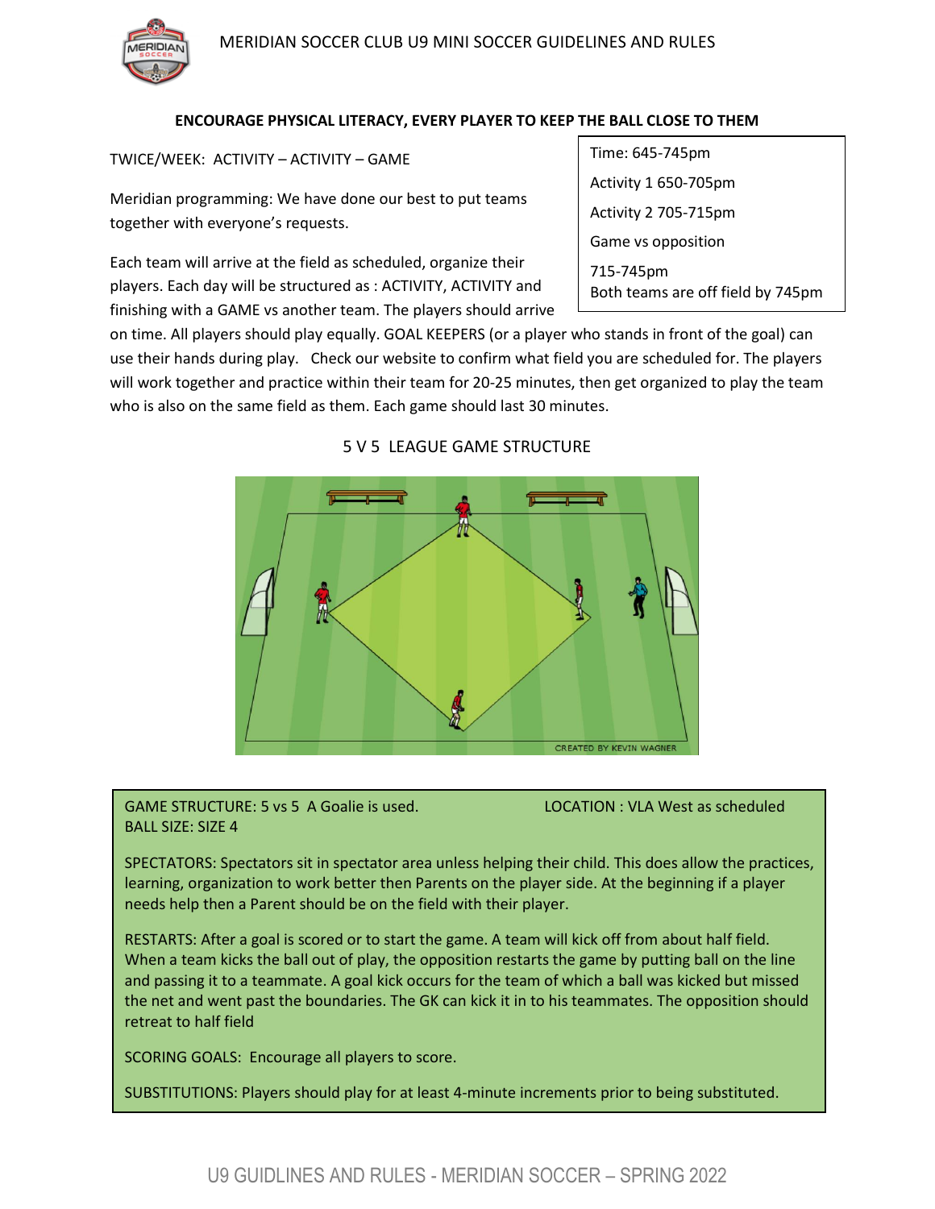# MERIDIAN SOCCER CLUB U9 MINI SOCCER GUIDELINES AND RULES

**ENCOURAGE PHYSICAL LITERACY, EVERY PLAYER TO KEEP THE BALL CLOSE TO THEM**

TWICE/WEEK: ACTIVITY – ACTIVITY – GAME

Time: 645-745pm
Activity 1 650-705pm
Activity 2 705-715pm
Game vs opposition
715-745pm
Both teams are off field by 745pm

Meridian programming: We have done our best to put teams together with everyone's requests.

Each team will arrive at the field as scheduled, organize their players. Each day will be structured as : ACTIVITY, ACTIVITY and finishing with a GAME vs another team. The players should arrive on time. All players should play equally. GOAL KEEPERS (or a player who stands in front of the goal) can use their hands during play. Check our website to confirm what field you are scheduled for. The players will work together and practice within their team for 20-25 minutes, then get organized to play the team who is also on the same field as them. Each game should last 30 minutes.

## 5 V 5 LEAGUE GAME STRUCTURE

CREATED BY KEVIN WAGNER

GAME STRUCTURE: 5 vs 5 A Goalie is used.
BALL SIZE: SIZE 4

LOCATION : VLA West as scheduled

SPECTATORS: Spectators sit in spectator area unless helping their child. This does allow the practices, learning, organization to work better then Parents on the player side. At the beginning if a player needs help then a Parent should be on the field with their player.

RESTARTS: After a goal is scored or to start the game. A team will kick off from about half field. When a team kicks the ball out of play, the opposition restarts the game by putting ball on the line and passing it to a teammate. A goal kick occurs for the team of which a ball was kicked but missed the net and went past the boundaries. The GK can kick it in to his teammates. The opposition should retreat to half field

SCORING GOALS: Encourage all players to score.

SUBSTITUTIONS: Players should play for at least 4-minute increments prior to being substituted.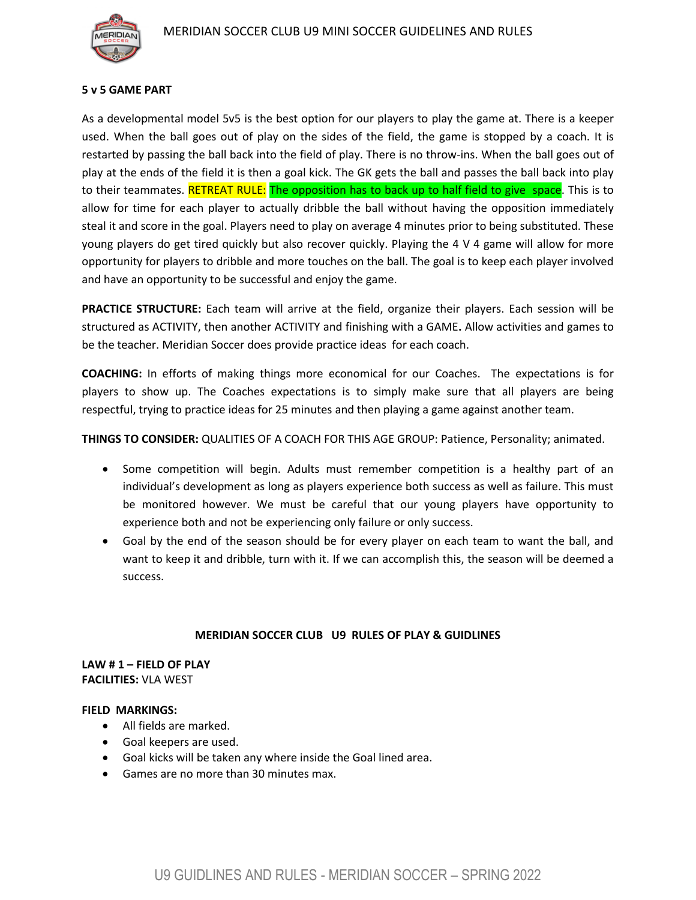**5 v 5 GAME PART**

As a developmental model 5v5 is the best option for our players to play the game at. There is a keeper used. When the ball goes out of play on the sides of the field, the game is stopped by a coach. It is restarted by passing the ball back into the field of play. There is no throw-ins. When the ball goes out of play at the ends of the field it is then a goal kick. The GK gets the ball and passes the ball back into play to their teammates. RETREAT RULE: The opposition has to back up to half field to give space. This is to allow for time for each player to actually dribble the ball without having the opposition immediately steal it and score in the goal. Players need to play on average 4 minutes prior to being substituted. These young players do get tired quickly but also recover quickly. Playing the 4 V 4 game will allow for more opportunity for players to dribble and more touches on the ball. The goal is to keep each player involved and have an opportunity to be successful and enjoy the game.

**PRACTICE STRUCTURE:** Each team will arrive at the field, organize their players. Each session will be structured as ACTIVITY, then another ACTIVITY and finishing with a GAME**.** Allow activities and games to be the teacher. Meridian Soccer does provide practice ideas for each coach.

**COACHING:** In efforts of making things more economical for our Coaches. The expectations is for players to show up. The Coaches expectations is to simply make sure that all players are being respectful, trying to practice ideas for 25 minutes and then playing a game against another team.

**THINGS TO CONSIDER:** QUALITIES OF A COACH FOR THIS AGE GROUP: Patience, Personality; animated.

- Some competition will begin. Adults must remember competition is a healthy part of an individual's development as long as players experience both success as well as failure. This must be monitored however. We must be careful that our young players have opportunity to experience both and not be experiencing only failure or only success.
- Goal by the end of the season should be for every player on each team to want the ball, and want to keep it and dribble, turn with it. If we can accomplish this, the season will be deemed a success.

**MERIDIAN SOCCER CLUB U9 RULES OF PLAY & GUIDLINES**

**LAW # 1 – FIELD OF PLAY**
**FACILITIES:** VLA WEST

**FIELD MARKINGS:**

- All fields are marked.
- Goal keepers are used.
- Goal kicks will be taken any where inside the Goal lined area.
- Games are no more than 30 minutes max.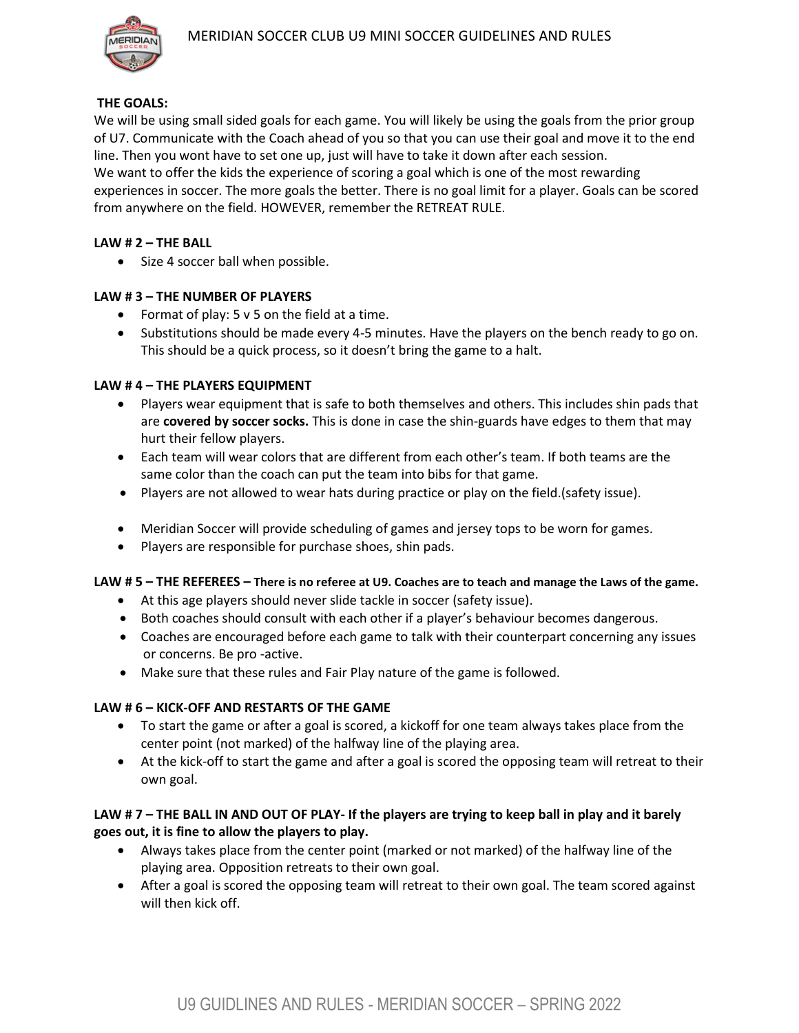**THE GOALS:**

We will be using small sided goals for each game. You will likely be using the goals from the prior group of U7. Communicate with the Coach ahead of you so that you can use their goal and move it to the end line. Then you wont have to set one up, just will have to take it down after each session.

We want to offer the kids the experience of scoring a goal which is one of the most rewarding experiences in soccer. The more goals the better. There is no goal limit for a player. Goals can be scored from anywhere on the field. HOWEVER, remember the RETREAT RULE.

**LAW # 2 – THE BALL**

- Size 4 soccer ball when possible.

**LAW # 3 – THE NUMBER OF PLAYERS**

- Format of play: 5 v 5 on the field at a time.
- Substitutions should be made every 4-5 minutes. Have the players on the bench ready to go on. This should be a quick process, so it doesn't bring the game to a halt.

**LAW # 4 – THE PLAYERS EQUIPMENT**

- Players wear equipment that is safe to both themselves and others. This includes shin pads that are **covered by soccer socks.** This is done in case the shin-guards have edges to them that may hurt their fellow players.
- Each team will wear colors that are different from each other's team. If both teams are the same color than the coach can put the team into bibs for that game.
- Players are not allowed to wear hats during practice or play on the field.(safety issue).
- Meridian Soccer will provide scheduling of games and jersey tops to be worn for games.
- Players are responsible for purchase shoes, shin pads.

**LAW # 5 – THE REFEREES – There is no referee at U9. Coaches are to teach and manage the Laws of the game.**

- At this age players should never slide tackle in soccer (safety issue).
- Both coaches should consult with each other if a player's behaviour becomes dangerous.
- Coaches are encouraged before each game to talk with their counterpart concerning any issues or concerns. Be pro -active.
- Make sure that these rules and Fair Play nature of the game is followed.

**LAW # 6 – KICK-OFF AND RESTARTS OF THE GAME**

- To start the game or after a goal is scored, a kickoff for one team always takes place from the center point (not marked) of the halfway line of the playing area.
- At the kick-off to start the game and after a goal is scored the opposing team will retreat to their own goal.

**LAW # 7 – THE BALL IN AND OUT OF PLAY- If the players are trying to keep ball in play and it barely goes out, it is fine to allow the players to play.**

- Always takes place from the center point (marked or not marked) of the halfway line of the playing area. Opposition retreats to their own goal.
- After a goal is scored the opposing team will retreat to their own goal. The team scored against will then kick off.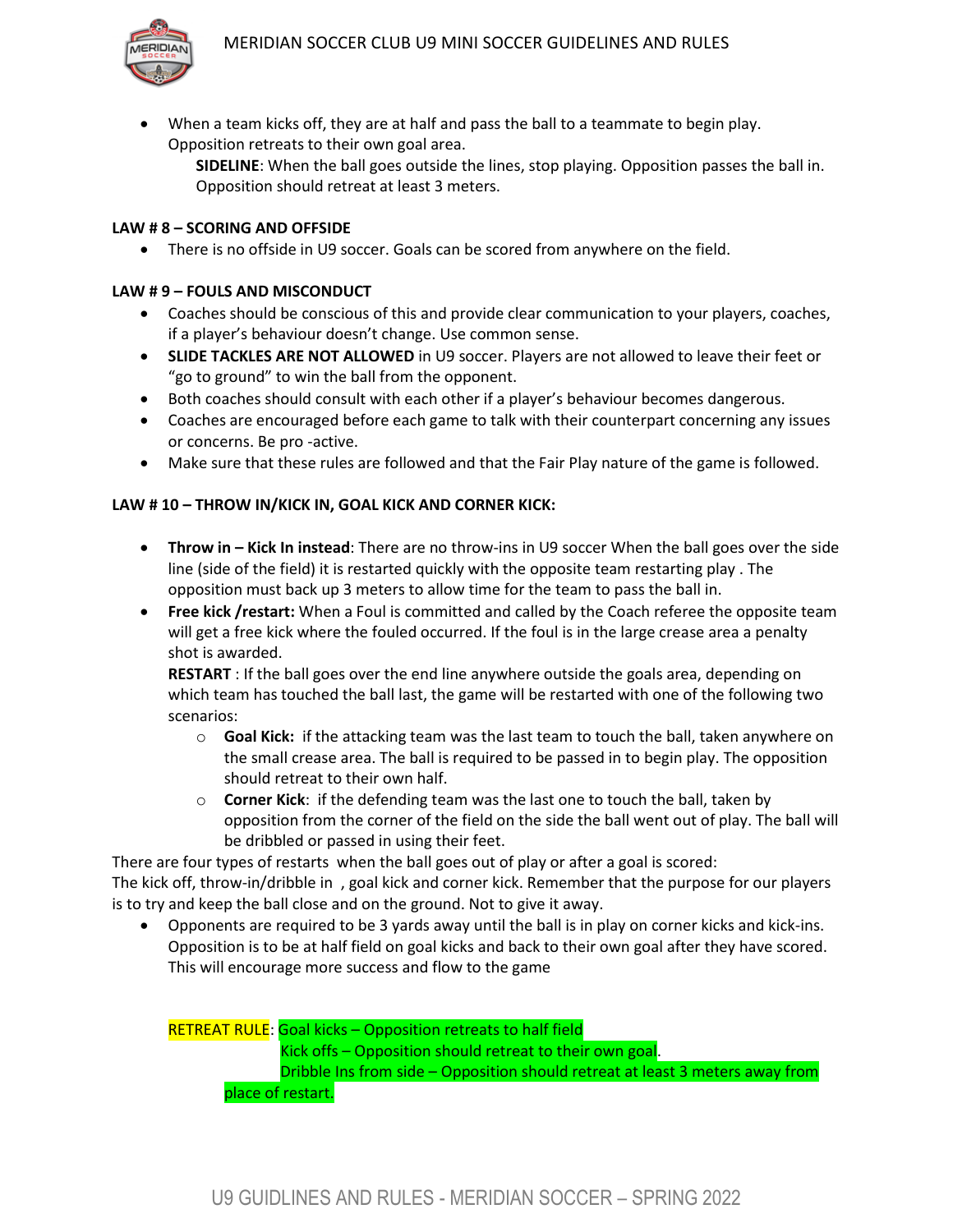- When a team kicks off, they are at half and pass the ball to a teammate to begin play. Opposition retreats to their own goal area.

  **SIDELINE**: When the ball goes outside the lines, stop playing. Opposition passes the ball in. Opposition should retreat at least 3 meters.

**LAW # 8 – SCORING AND OFFSIDE**

- There is no offside in U9 soccer. Goals can be scored from anywhere on the field.

**LAW # 9 – FOULS AND MISCONDUCT**

- Coaches should be conscious of this and provide clear communication to your players, coaches, if a player's behaviour doesn't change. Use common sense.
- **SLIDE TACKLES ARE NOT ALLOWED** in U9 soccer. Players are not allowed to leave their feet or "go to ground" to win the ball from the opponent.
- Both coaches should consult with each other if a player's behaviour becomes dangerous.
- Coaches are encouraged before each game to talk with their counterpart concerning any issues or concerns. Be pro -active.
- Make sure that these rules are followed and that the Fair Play nature of the game is followed.

**LAW # 10 – THROW IN/KICK IN, GOAL KICK AND CORNER KICK:**

- **Throw in – Kick In instead**: There are no throw-ins in U9 soccer When the ball goes over the side line (side of the field) it is restarted quickly with the opposite team restarting play . The opposition must back up 3 meters to allow time for the team to pass the ball in.
- **Free kick /restart:** When a Foul is committed and called by the Coach referee the opposite team will get a free kick where the fouled occurred. If the foul is in the large crease area a penalty shot is awarded.

  **RESTART** : If the ball goes over the end line anywhere outside the goals area, depending on which team has touched the ball last, the game will be restarted with one of the following two scenarios:
  - **Goal Kick:** if the attacking team was the last team to touch the ball, taken anywhere on the small crease area. The ball is required to be passed in to begin play. The opposition should retreat to their own half.
  - **Corner Kick**: if the defending team was the last one to touch the ball, taken by opposition from the corner of the field on the side the ball went out of play. The ball will be dribbled or passed in using their feet.

There are four types of restarts when the ball goes out of play or after a goal is scored:
The kick off, throw-in/dribble in , goal kick and corner kick. Remember that the purpose for our players is to try and keep the ball close and on the ground. Not to give it away.

- Opponents are required to be 3 yards away until the ball is in play on corner kicks and kick-ins. Opposition is to be at half field on goal kicks and back to their own goal after they have scored. This will encourage more success and flow to the game

RETREAT RULE: Goal kicks – Opposition retreats to half field
Kick offs – Opposition should retreat to their own goal.
Dribble Ins from side – Opposition should retreat at least 3 meters away from place of restart.